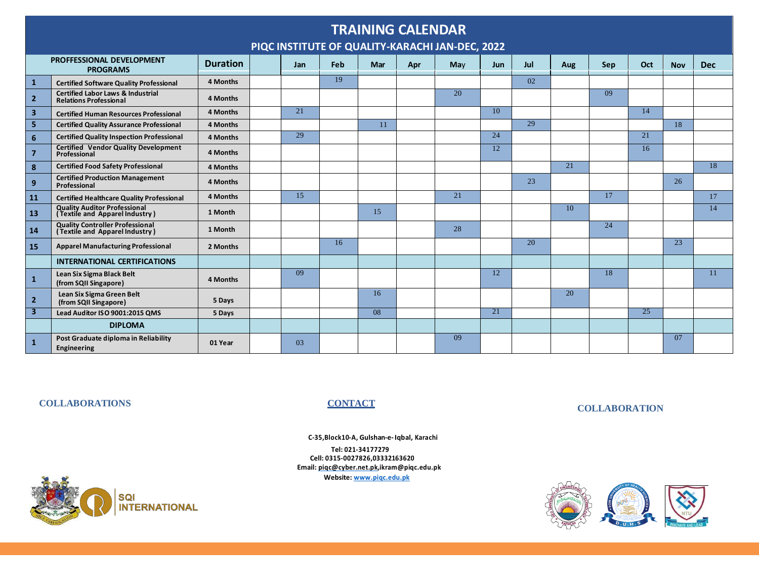# TRAINING CALENDAR

## PIQC INSTITUTE OF QUALITY-KARACHI JAN-DEC, 2022

| | PROFFESSIONAL DEVELOPMENT PROGRAMS | Duration | | Jan | Feb | Mar | Apr | May | Jun | Jul | Aug | Sep | Oct | Nov | Dec |
|---|---|---|---|---|---|---|---|---|---|---|---|---|---|---|---|
| 1 | Certified Software Quality Professional | 4 Months | | | 19 | | | | | 02 | | | | | |
| 2 | Certified Labor Laws & Industrial Relations Professional | 4 Months | | | | | | 20 | | | | 09 | | | |
| 3 | Certified Human Resources Professional | 4 Months | | 21 | | | | | 10 | | | | 14 | | |
| 5 | Certified Quality Assurance Professional | 4 Months | | | | 11 | | | | 29 | | | | 18 | |
| 6 | Certified Quality Inspection Professional | 4 Months | | 29 | | | | | 24 | | | | 21 | | |
| 7 | Certified Vendor Quality Development Professional | 4 Months | | | | | | | 12 | | | | 16 | | |
| 8 | Certified Food Safety Professional | 4 Months | | | | | | | | | 21 | | | | 18 |
| 9 | Certified Production Management Professional | 4 Months | | | | | | | | 23 | | | | 26 | |
| 11 | Certified Healthcare Quality Professional | 4 Months | | 15 | | | | 21 | | | | 17 | | | 17 |
| 13 | Quality Auditor Professional (Textile and Apparel Industry) | 1 Month | | | | 15 | | | | | 10 | | | | 14 |
| 14 | Quality Controller Professional (Textile and Apparel Industry) | 1 Month | | | | | | 28 | | | | 24 | | | |
| 15 | Apparel Manufacturing Professional | 2 Months | | | 16 | | | | | 20 | | | | 23 | |
| | **INTERNATIONAL CERTIFICATIONS** | | | | | | | | | | | | | | |
| 1 | Lean Six Sigma Black Belt (from SQII Singapore) | 4 Months | | 09 | | | | | 12 | | | 18 | | | 11 |
| 2 | Lean Six Sigma Green Belt (from SQII Singapore) | 5 Days | | | | 16 | | | | | 20 | | | | |
| 3 | Lead Auditor ISO 9001:2015 QMS | 5 Days | | | | 08 | | | 21 | | | | 25 | | |
| | **DIPLOMA** | | | | | | | | | | | | | | |
| 1 | Post Graduate diploma in Reliability Engineering | 01 Year | | 03 | | | | 09 | | | | | | 07 | |

**COLLABORATIONS**

**CONTACT**

**COLLABORATION**

C-35,Block10-A, Gulshan-e- Iqbal, Karachi

Tel: 021-34177279

Cell: 0315-0027826,03332163620

Email: piqc@cyber.net.pk,ikram@piqc.edu.pk

Website: www.piqc.edu.pk

SQI INTERNATIONAL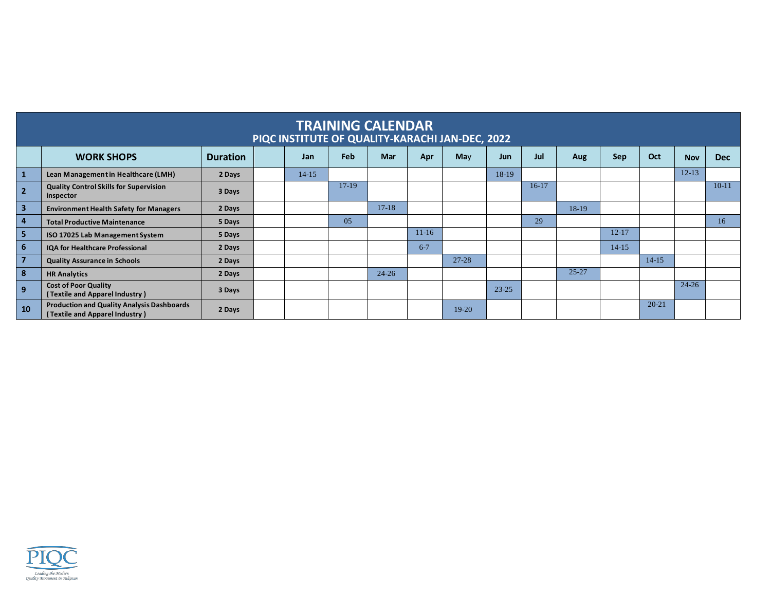# TRAINING CALENDAR

## PIQC INSTITUTE OF QUALITY-KARACHI JAN-DEC, 2022

| | WORK SHOPS | Duration | | Jan | Feb | Mar | Apr | May | Jun | Jul | Aug | Sep | Oct | Nov | Dec |
|---|---|---|---|---|---|---|---|---|---|---|---|---|---|---|---|
| 1 | Lean Management in Healthcare (LMH) | 2 Days | | 14-15 | | | | | 18-19 | | | | | 12-13 | |
| 2 | Quality Control Skills for Supervision inspector | 3 Days | | | 17-19 | | | | | 16-17 | | | | | 10-11 |
| 3 | Environment Health Safety for Managers | 2 Days | | | | 17-18 | | | | | 18-19 | | | | |
| 4 | Total Productive Maintenance | 5 Days | | | 05 | | | | | 29 | | | | | 16 |
| 5 | ISO 17025 Lab Management System | 5 Days | | | | | 11-16 | | | | | 12-17 | | | |
| 6 | IQA for Healthcare Professional | 2 Days | | | | | 6-7 | | | | | 14-15 | | | |
| 7 | Quality Assurance in Schools | 2 Days | | | | | | 27-28 | | | | | 14-15 | | |
| 8 | HR Analytics | 2 Days | | | | 24-26 | | | | | 25-27 | | | | |
| 9 | Cost of Poor Quality (Textile and Apparel Industry) | 3 Days | | | | | | | 23-25 | | | | | 24-26 | |
| 10 | Production and Quality Analysis Dashboards (Textile and Apparel Industry) | 2 Days | | | | | | 19-20 | | | | | 20-21 | | |

PIQC
Leading the Modern Quality Movement in Pakistan